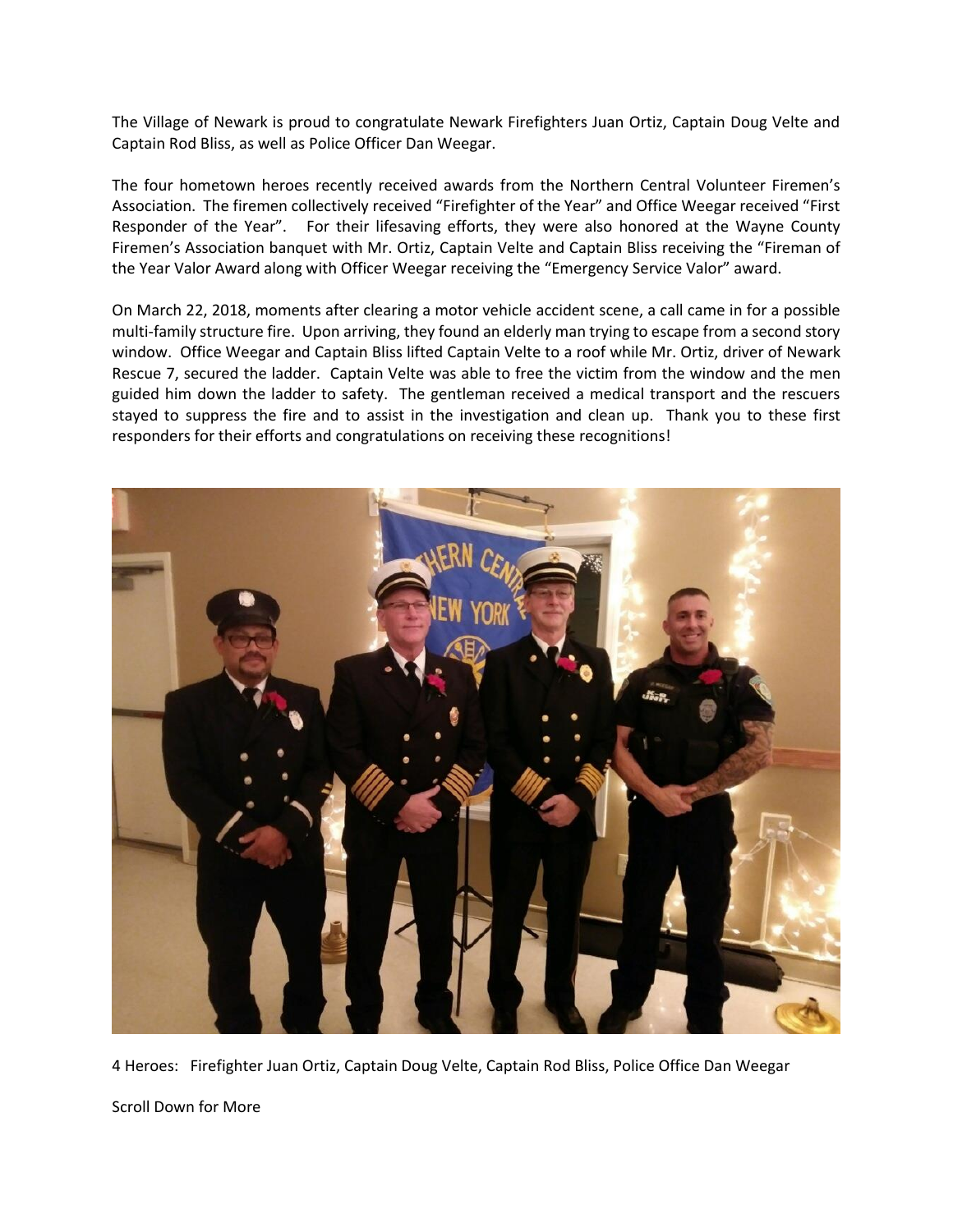The Village of Newark is proud to congratulate Newark Firefighters Juan Ortiz, Captain Doug Velte and Captain Rod Bliss, as well as Police Officer Dan Weegar.

The four hometown heroes recently received awards from the Northern Central Volunteer Firemen's Association. The firemen collectively received "Firefighter of the Year" and Office Weegar received "First Responder of the Year". For their lifesaving efforts, they were also honored at the Wayne County Firemen's Association banquet with Mr. Ortiz, Captain Velte and Captain Bliss receiving the "Fireman of the Year Valor Award along with Officer Weegar receiving the "Emergency Service Valor" award.

On March 22, 2018, moments after clearing a motor vehicle accident scene, a call came in for a possible multi-family structure fire. Upon arriving, they found an elderly man trying to escape from a second story window. Office Weegar and Captain Bliss lifted Captain Velte to a roof while Mr. Ortiz, driver of Newark Rescue 7, secured the ladder. Captain Velte was able to free the victim from the window and the men guided him down the ladder to safety. The gentleman received a medical transport and the rescuers stayed to suppress the fire and to assist in the investigation and clean up. Thank you to these first responders for their efforts and congratulations on receiving these recognitions!

4 Heroes: Firefighter Juan Ortiz, Captain Doug Velte, Captain Rod Bliss, Police Office Dan Weegar

Scroll Down for More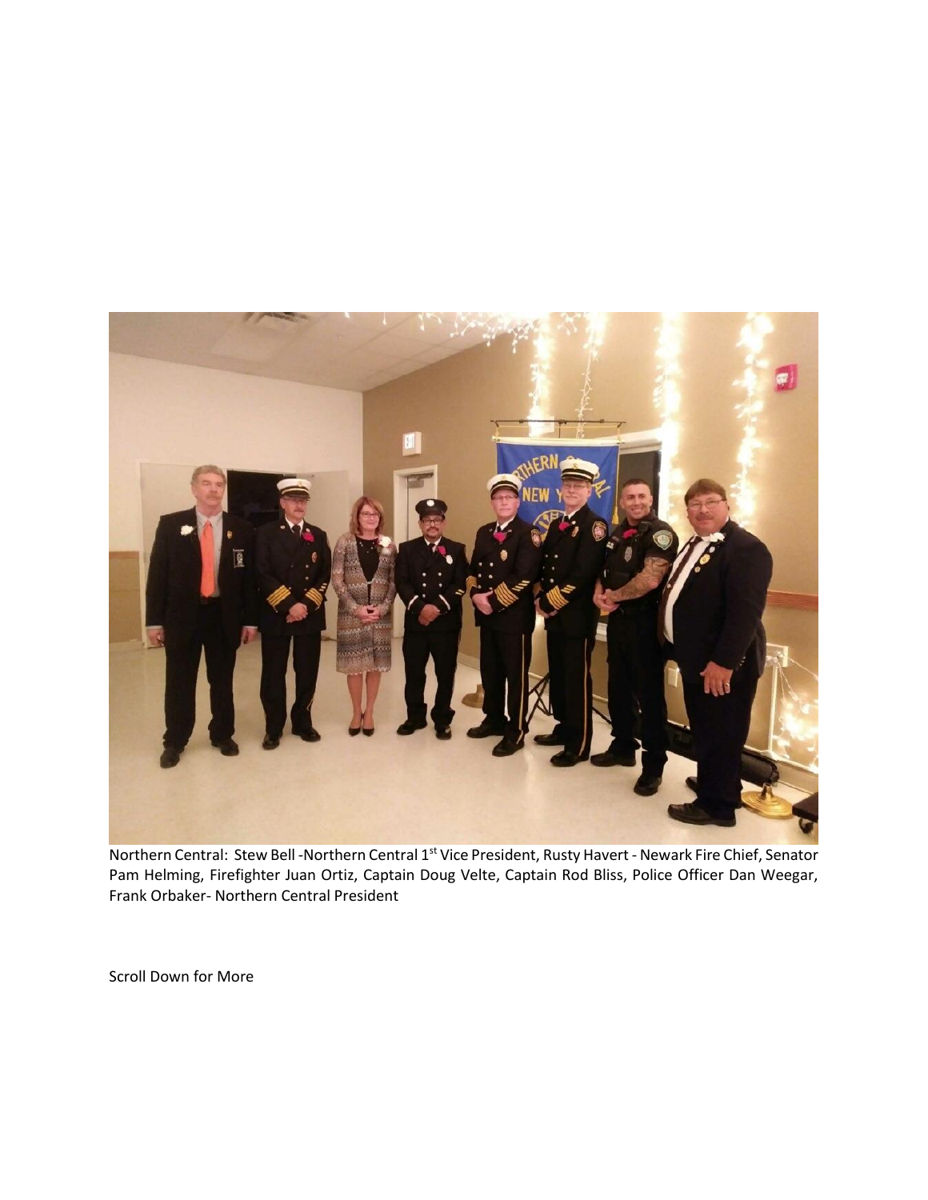Northern Central: Stew Bell -Northern Central 1st Vice President, Rusty Havert - Newark Fire Chief, Senator Pam Helming, Firefighter Juan Ortiz, Captain Doug Velte, Captain Rod Bliss, Police Officer Dan Weegar, Frank Orbaker- Northern Central President

Scroll Down for More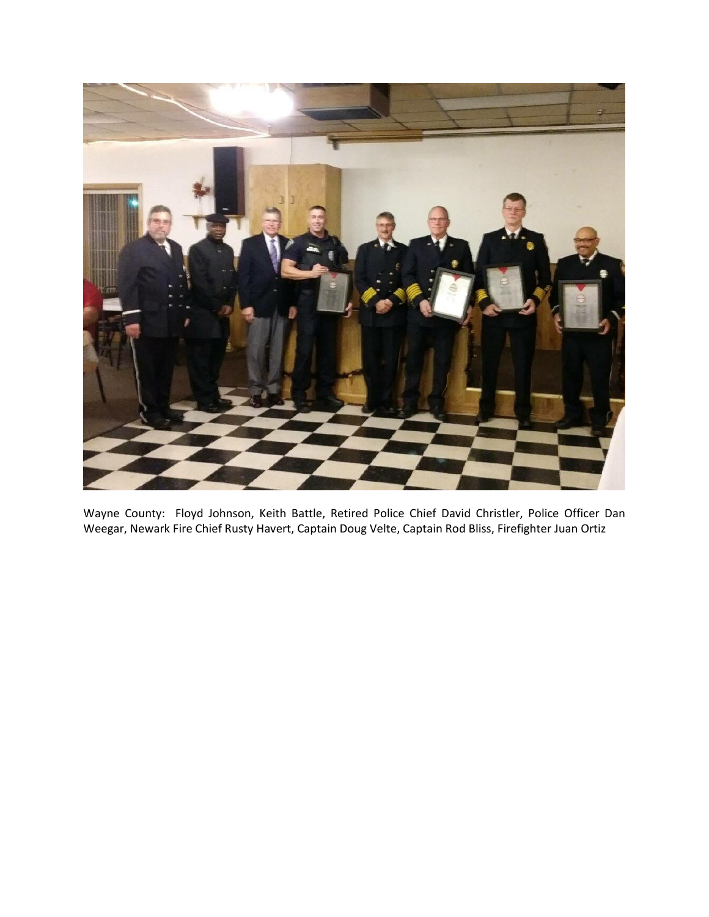Wayne County: Floyd Johnson, Keith Battle, Retired Police Chief David Christler, Police Officer Dan Weegar, Newark Fire Chief Rusty Havert, Captain Doug Velte, Captain Rod Bliss, Firefighter Juan Ortiz